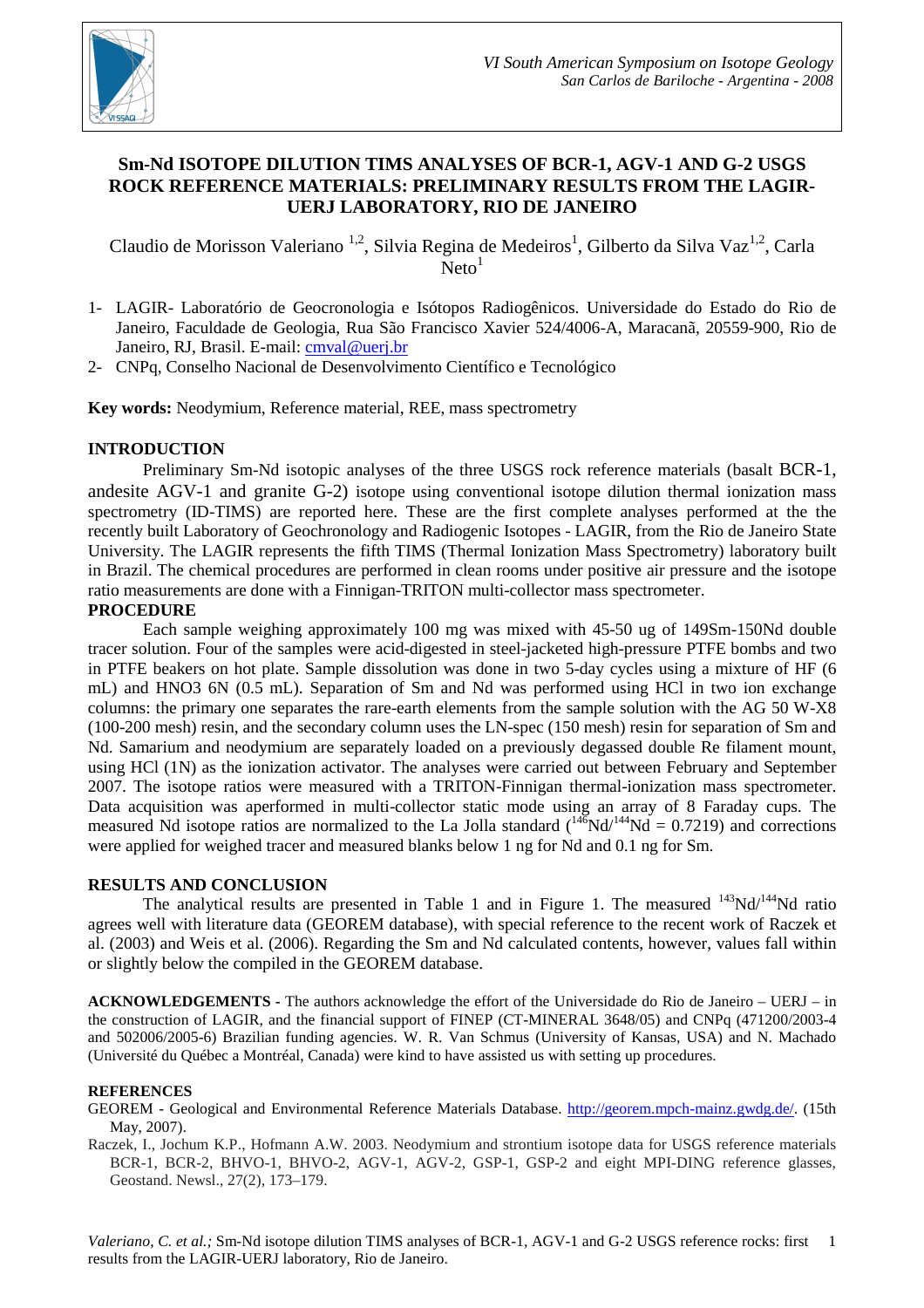# Sm-Nd ISOTOPE DILUTION TIMS ANALYSES OF BCR-1, AGV-1 AND G-2 USGS ROCK REFERENCE MATERIALS: PRELIMINARY RESULTS FROM THE LAGIR-UERJ LABORATORY, RIO DE JANEIRO

Claudio de Morisson Valeriano [1,2], Silvia Regina de Medeiros[1], Gilberto da Silva Vaz[1,2], Carla Neto[1]

1- LAGIR- Laboratório de Geocronologia e Isótopos Radiogênicos. Universidade do Estado do Rio de Janeiro, Faculdade de Geologia, Rua São Francisco Xavier 524/4006-A, Maracanã, 20559-900, Rio de Janeiro, RJ, Brasil. E-mail: cmval@uerj.br
2- CNPq, Conselho Nacional de Desenvolvimento Científico e Tecnológico

**Key words:** Neodymium, Reference material, REE, mass spectrometry

## INTRODUCTION

Preliminary Sm-Nd isotopic analyses of the three USGS rock reference materials (basalt BCR-1, andesite AGV-1 and granite G-2) isotope using conventional isotope dilution thermal ionization mass spectrometry (ID-TIMS) are reported here. These are the first complete analyses performed at the recently built Laboratory of Geochronology and Radiogenic Isotopes - LAGIR, from the Rio de Janeiro State University. The LAGIR represents the fifth TIMS (Thermal Ionization Mass Spectrometry) laboratory built in Brazil. The chemical procedures are performed in clean rooms under positive air pressure and the isotope ratio measurements are done with a Finnigan-TRITON multi-collector mass spectrometer.

## PROCEDURE

Each sample weighing approximately 100 mg was mixed with 45-50 ug of 149Sm-150Nd double tracer solution. Four of the samples were acid-digested in steel-jacketed high-pressure PTFE bombs and two in PTFE beakers on hot plate. Sample dissolution was done in two 5-day cycles using a mixture of HF (6 mL) and HNO3 6N (0.5 mL). Separation of Sm and Nd was performed using HCl in two ion exchange columns: the primary one separates the rare-earth elements from the sample solution with the AG 50 W-X8 (100-200 mesh) resin, and the secondary column uses the LN-spec (150 mesh) resin for separation of Sm and Nd. Samarium and neodymium are separately loaded on a previously degassed double Re filament mount, using HCl (1N) as the ionization activator. The analyses were carried out between February and September 2007. The isotope ratios were measured with a TRITON-Finnigan thermal-ionization mass spectrometer. Data acquisition was aperformed in multi-collector static mode using an array of 8 Faraday cups. The measured Nd isotope ratios are normalized to the La Jolla standard ($^{146}$Nd/$^{144}$Nd = 0.7219) and corrections were applied for weighed tracer and measured blanks below 1 ng for Nd and 0.1 ng for Sm.

## RESULTS AND CONCLUSION

The analytical results are presented in Table 1 and in Figure 1. The measured $^{143}$Nd/$^{144}$Nd ratio agrees well with literature data (GEOREM database), with special reference to the recent work of Raczek et al. (2003) and Weis et al. (2006). Regarding the Sm and Nd calculated contents, however, values fall within or slightly below the compiled in the GEOREM database.

**ACKNOWLEDGEMENTS** - The authors acknowledge the effort of the Universidade do Rio de Janeiro – UERJ – in the construction of LAGIR, and the financial support of FINEP (CT-MINERAL 3648/05) and CNPq (471200/2003-4 and 502006/2005-6) Brazilian funding agencies. W. R. Van Schmus (University of Kansas, USA) and N. Machado (Université du Québec a Montréal, Canada) were kind to have assisted us with setting up procedures.

## REFERENCES

GEOREM - Geological and Environmental Reference Materials Database. http://georem.mpch-mainz.gwdg.de/. (15th May, 2007).

Raczek, I., Jochum K.P., Hofmann A.W. 2003. Neodymium and strontium isotope data for USGS reference materials BCR-1, BCR-2, BHVO-1, BHVO-2, AGV-1, AGV-2, GSP-1, GSP-2 and eight MPI-DING reference glasses, Geostand. Newsl., 27(2), 173–179.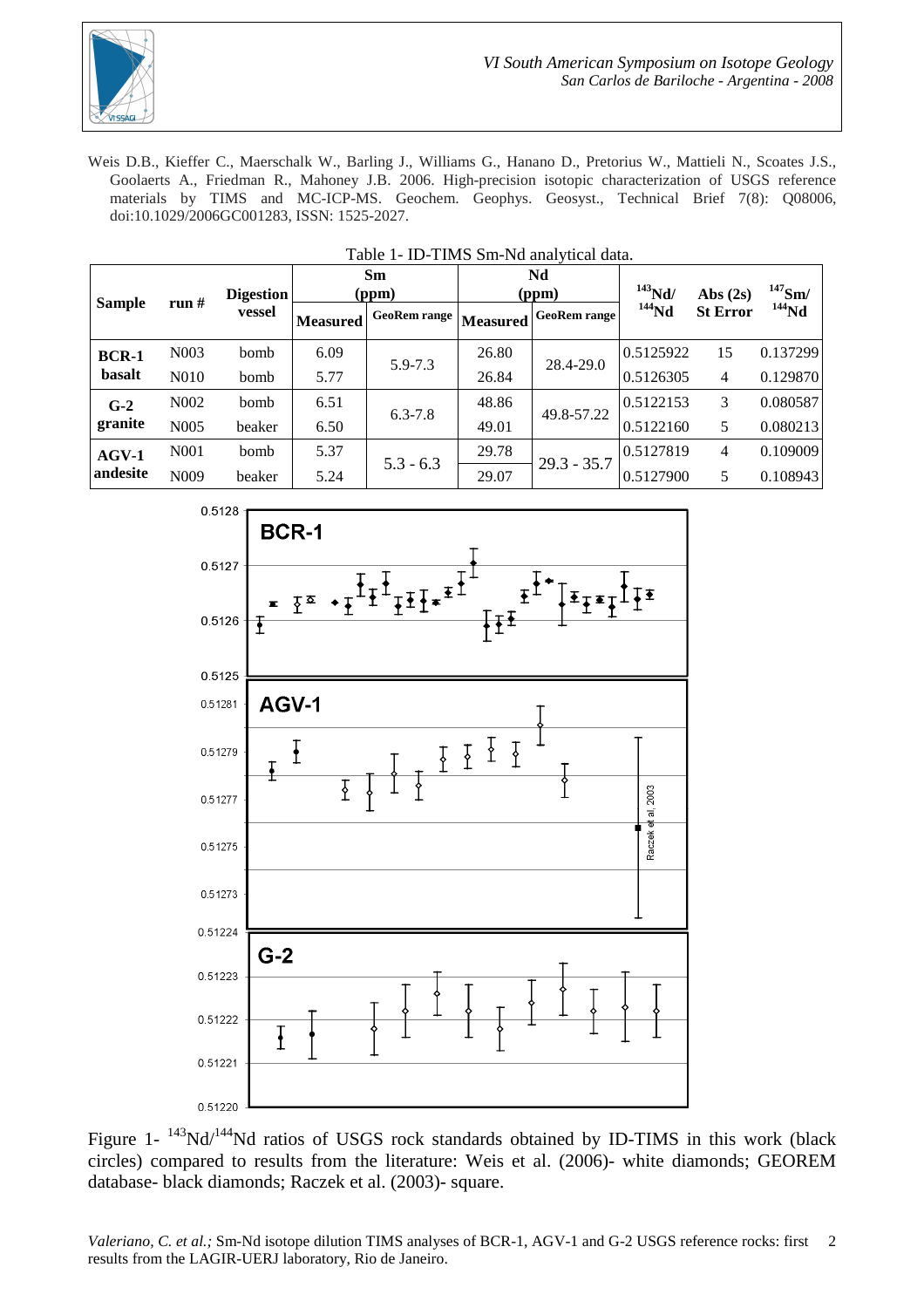Weis D.B., Kieffer C., Maerschalk W., Barling J., Williams G., Hanano D., Pretorius W., Mattieli N., Scoates J.S., Goolaerts A., Friedman R., Mahoney J.B. 2006. High-precision isotopic characterization of USGS reference materials by TIMS and MC-ICP-MS. Geochem. Geophys. Geosyst., Technical Brief 7(8): Q08006, doi:10.1029/2006GC001283, ISSN: 1525-2027.

Table 1- ID-TIMS Sm-Nd analytical data.

| Sample | run # | Digestion vessel | Sm (ppm) | | Nd (ppm) | | $^{143}Nd/^{144}Nd$ | Abs (2s) St Error | $^{147}Sm/^{144}Nd$ |
|---|---|---|---|---|---|---|---|---|---|
| | | | Measured | GeoRem range | Measured | GeoRem range | | | |
| BCR-1 basalt | N003 | bomb | 6.09 | 5.9-7.3 | 26.80 | 28.4-29.0 | 0.5125922 | 15 | 0.137299 |
| | N010 | bomb | 5.77 | | 26.84 | | 0.5126305 | 4 | 0.129870 |
| G-2 granite | N002 | bomb | 6.51 | 6.3-7.8 | 48.86 | 49.8-57.22 | 0.5122153 | 3 | 0.080587 |
| | N005 | beaker | 6.50 | | 49.01 | | 0.5122160 | 5 | 0.080213 |
| AGV-1 andesite | N001 | bomb | 5.37 | 5.3 - 6.3 | 29.78 | 29.3 - 35.7 | 0.5127819 | 4 | 0.109009 |
| | N009 | beaker | 5.24 | | 29.07 | | 0.5127900 | 5 | 0.108943 |

BCR-1
0.5128
0.5127
0.5126
0.5125

AGV-1
0.51281
0.51279
0.51277
0.51275
0.51273
Raczek et al, 2003

G-2
0.51224
0.51223
0.51222
0.51221
0.51220

Figure 1- $^{143}Nd/^{144}Nd$ ratios of USGS rock standards obtained by ID-TIMS in this work (black circles) compared to results from the literature: Weis et al. (2006)- white diamonds; GEOREM database- black diamonds; Raczek et al. (2003)- square.